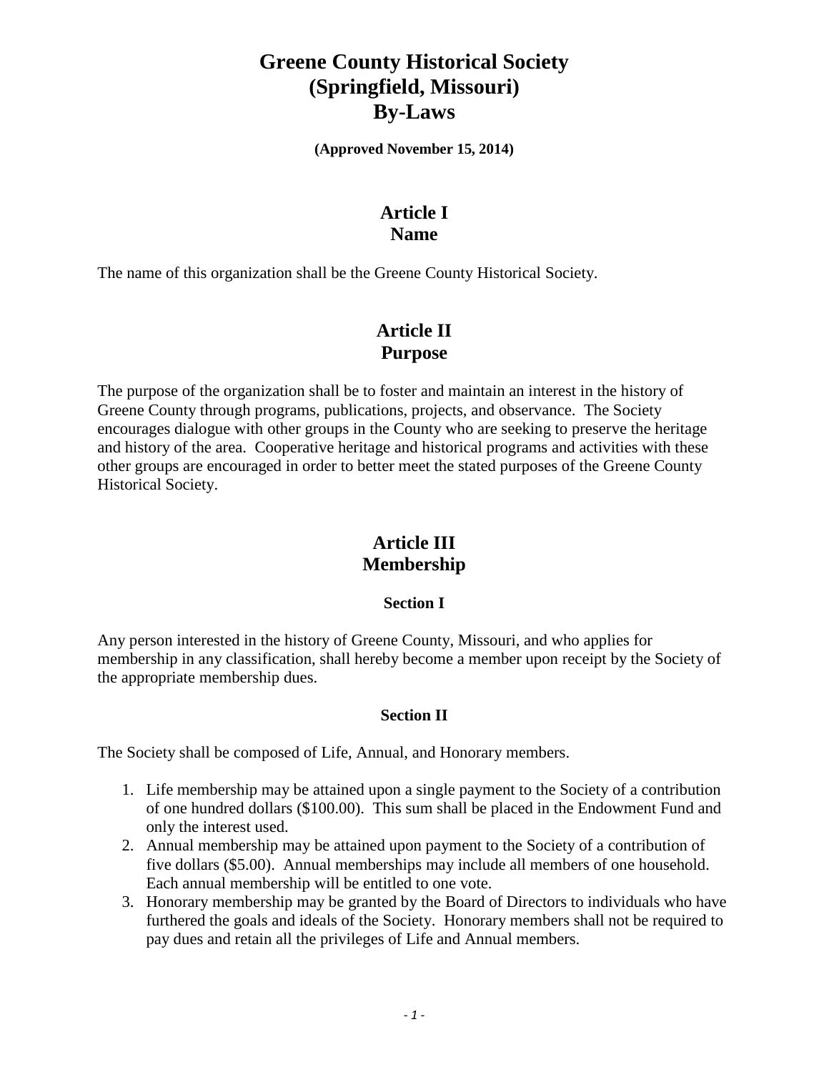# Greene County Historical Society (Springfield, Missouri) By-Laws

**(Approved November 15, 2014)**

## Article I
## Name

The name of this organization shall be the Greene County Historical Society.

## Article II
## Purpose

The purpose of the organization shall be to foster and maintain an interest in the history of Greene County through programs, publications, projects, and observance. The Society encourages dialogue with other groups in the County who are seeking to preserve the heritage and history of the area. Cooperative heritage and historical programs and activities with these other groups are encouraged in order to better meet the stated purposes of the Greene County Historical Society.

## Article III
## Membership

### Section I

Any person interested in the history of Greene County, Missouri, and who applies for membership in any classification, shall hereby become a member upon receipt by the Society of the appropriate membership dues.

### Section II

The Society shall be composed of Life, Annual, and Honorary members.

1. Life membership may be attained upon a single payment to the Society of a contribution of one hundred dollars ($100.00). This sum shall be placed in the Endowment Fund and only the interest used.
2. Annual membership may be attained upon payment to the Society of a contribution of five dollars ($5.00). Annual memberships may include all members of one household. Each annual membership will be entitled to one vote.
3. Honorary membership may be granted by the Board of Directors to individuals who have furthered the goals and ideals of the Society. Honorary members shall not be required to pay dues and retain all the privileges of Life and Annual members.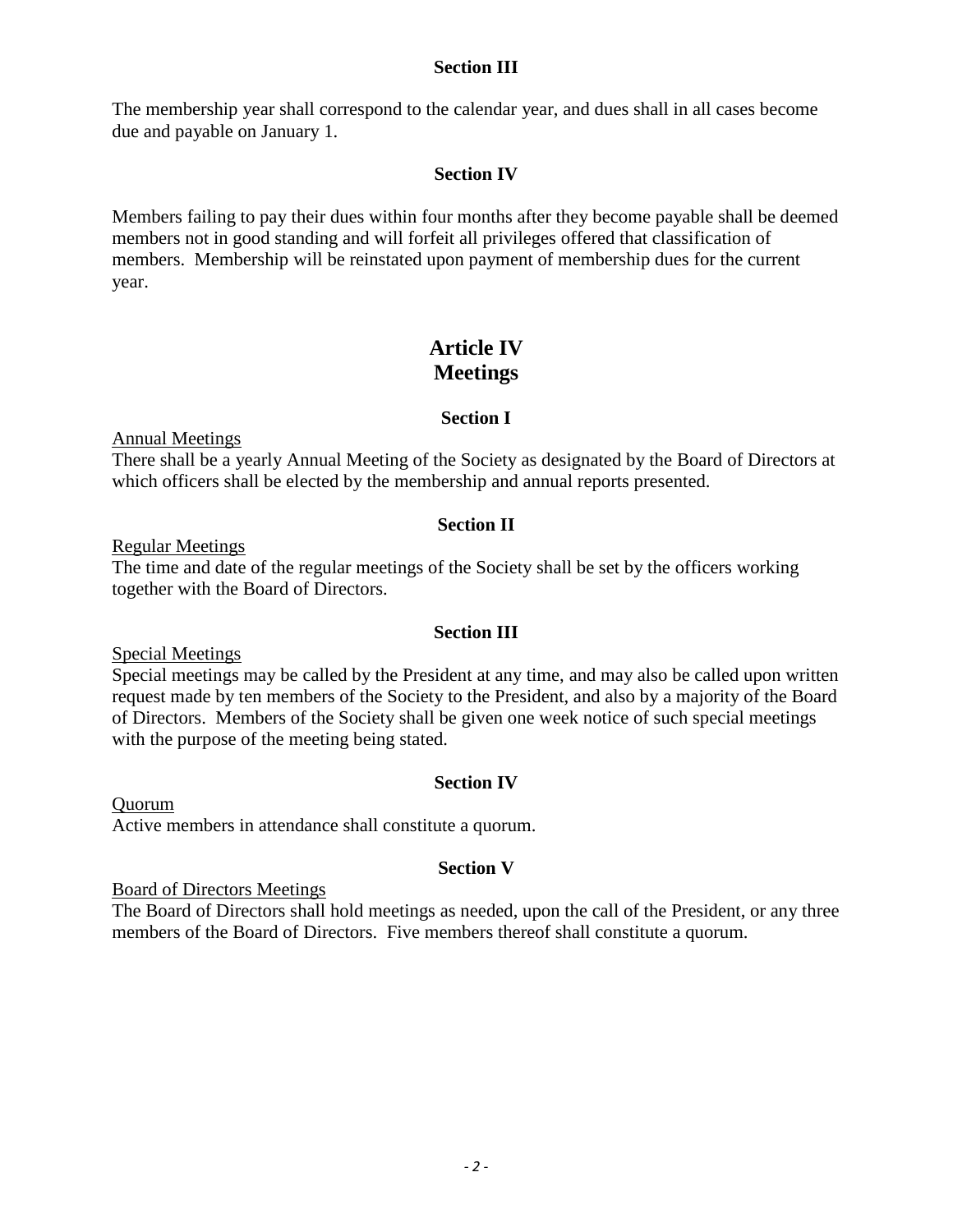### Section III

The membership year shall correspond to the calendar year, and dues shall in all cases become due and payable on January 1.

### Section IV

Members failing to pay their dues within four months after they become payable shall be deemed members not in good standing and will forfeit all privileges offered that classification of members. Membership will be reinstated upon payment of membership dues for the current year.

# Article IV
# Meetings

### Section I

<u>Annual Meetings</u>
There shall be a yearly Annual Meeting of the Society as designated by the Board of Directors at which officers shall be elected by the membership and annual reports presented.

### Section II

<u>Regular Meetings</u>
The time and date of the regular meetings of the Society shall be set by the officers working together with the Board of Directors.

### Section III

<u>Special Meetings</u>
Special meetings may be called by the President at any time, and may also be called upon written request made by ten members of the Society to the President, and also by a majority of the Board of Directors. Members of the Society shall be given one week notice of such special meetings with the purpose of the meeting being stated.

### Section IV

<u>Quorum</u>
Active members in attendance shall constitute a quorum.

### Section V

<u>Board of Directors Meetings</u>
The Board of Directors shall hold meetings as needed, upon the call of the President, or any three members of the Board of Directors. Five members thereof shall constitute a quorum.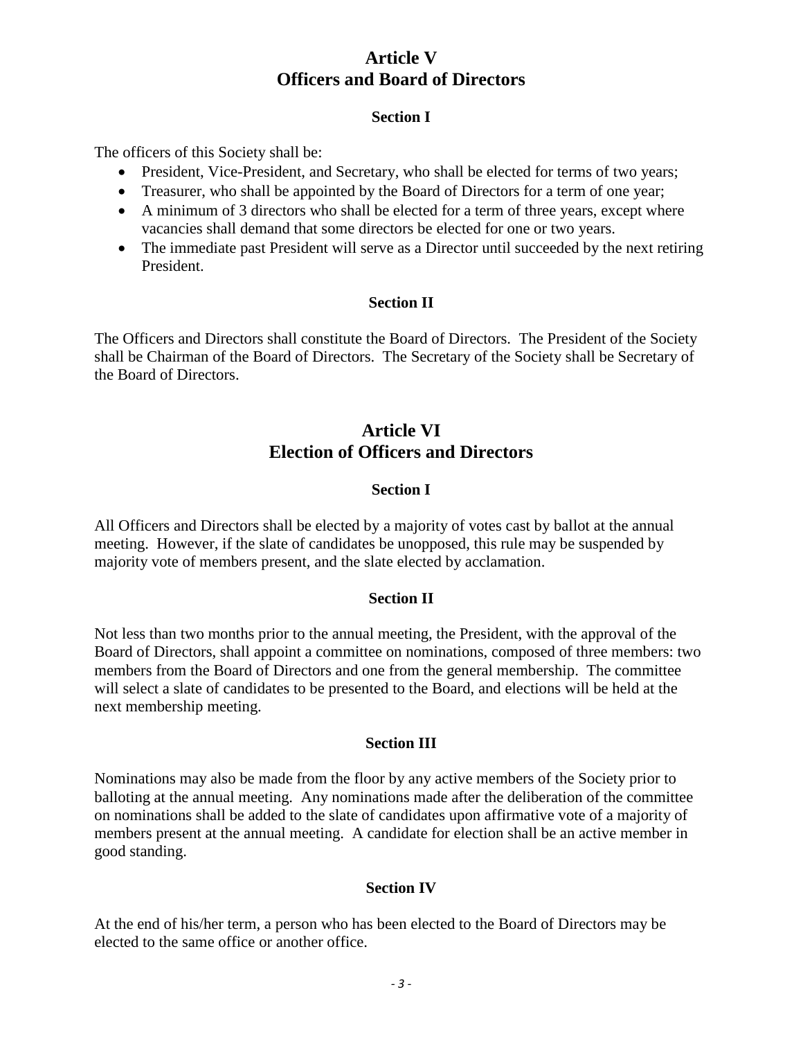# Article V
# Officers and Board of Directors

### Section I

The officers of this Society shall be:

- President, Vice-President, and Secretary, who shall be elected for terms of two years;
- Treasurer, who shall be appointed by the Board of Directors for a term of one year;
- A minimum of 3 directors who shall be elected for a term of three years, except where vacancies shall demand that some directors be elected for one or two years.
- The immediate past President will serve as a Director until succeeded by the next retiring President.

### Section II

The Officers and Directors shall constitute the Board of Directors. The President of the Society shall be Chairman of the Board of Directors. The Secretary of the Society shall be Secretary of the Board of Directors.

# Article VI
# Election of Officers and Directors

### Section I

All Officers and Directors shall be elected by a majority of votes cast by ballot at the annual meeting. However, if the slate of candidates be unopposed, this rule may be suspended by majority vote of members present, and the slate elected by acclamation.

### Section II

Not less than two months prior to the annual meeting, the President, with the approval of the Board of Directors, shall appoint a committee on nominations, composed of three members: two members from the Board of Directors and one from the general membership. The committee will select a slate of candidates to be presented to the Board, and elections will be held at the next membership meeting.

### Section III

Nominations may also be made from the floor by any active members of the Society prior to balloting at the annual meeting. Any nominations made after the deliberation of the committee on nominations shall be added to the slate of candidates upon affirmative vote of a majority of members present at the annual meeting. A candidate for election shall be an active member in good standing.

### Section IV

At the end of his/her term, a person who has been elected to the Board of Directors may be elected to the same office or another office.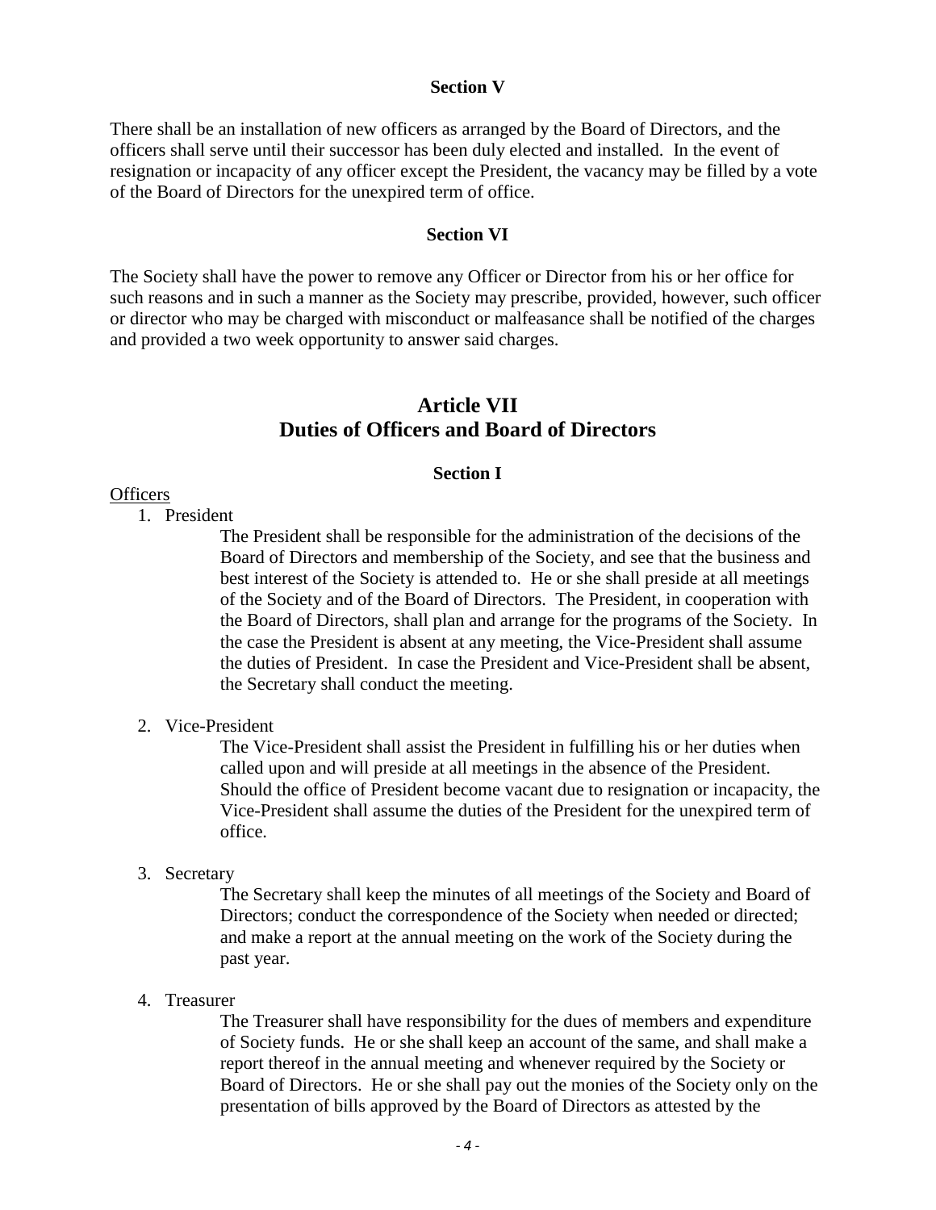**Section V**

There shall be an installation of new officers as arranged by the Board of Directors, and the officers shall serve until their successor has been duly elected and installed. In the event of resignation or incapacity of any officer except the President, the vacancy may be filled by a vote of the Board of Directors for the unexpired term of office.

**Section VI**

The Society shall have the power to remove any Officer or Director from his or her office for such reasons and in such a manner as the Society may prescribe, provided, however, such officer or director who may be charged with misconduct or malfeasance shall be notified of the charges and provided a two week opportunity to answer said charges.

## Article VII
## Duties of Officers and Board of Directors

**Section I**

Officers

1. President

   The President shall be responsible for the administration of the decisions of the Board of Directors and membership of the Society, and see that the business and best interest of the Society is attended to. He or she shall preside at all meetings of the Society and of the Board of Directors. The President, in cooperation with the Board of Directors, shall plan and arrange for the programs of the Society. In the case the President is absent at any meeting, the Vice-President shall assume the duties of President. In case the President and Vice-President shall be absent, the Secretary shall conduct the meeting.

2. Vice-President

   The Vice-President shall assist the President in fulfilling his or her duties when called upon and will preside at all meetings in the absence of the President. Should the office of President become vacant due to resignation or incapacity, the Vice-President shall assume the duties of the President for the unexpired term of office.

3. Secretary

   The Secretary shall keep the minutes of all meetings of the Society and Board of Directors; conduct the correspondence of the Society when needed or directed; and make a report at the annual meeting on the work of the Society during the past year.

4. Treasurer

   The Treasurer shall have responsibility for the dues of members and expenditure of Society funds. He or she shall keep an account of the same, and shall make a report thereof in the annual meeting and whenever required by the Society or Board of Directors. He or she shall pay out the monies of the Society only on the presentation of bills approved by the Board of Directors as attested by the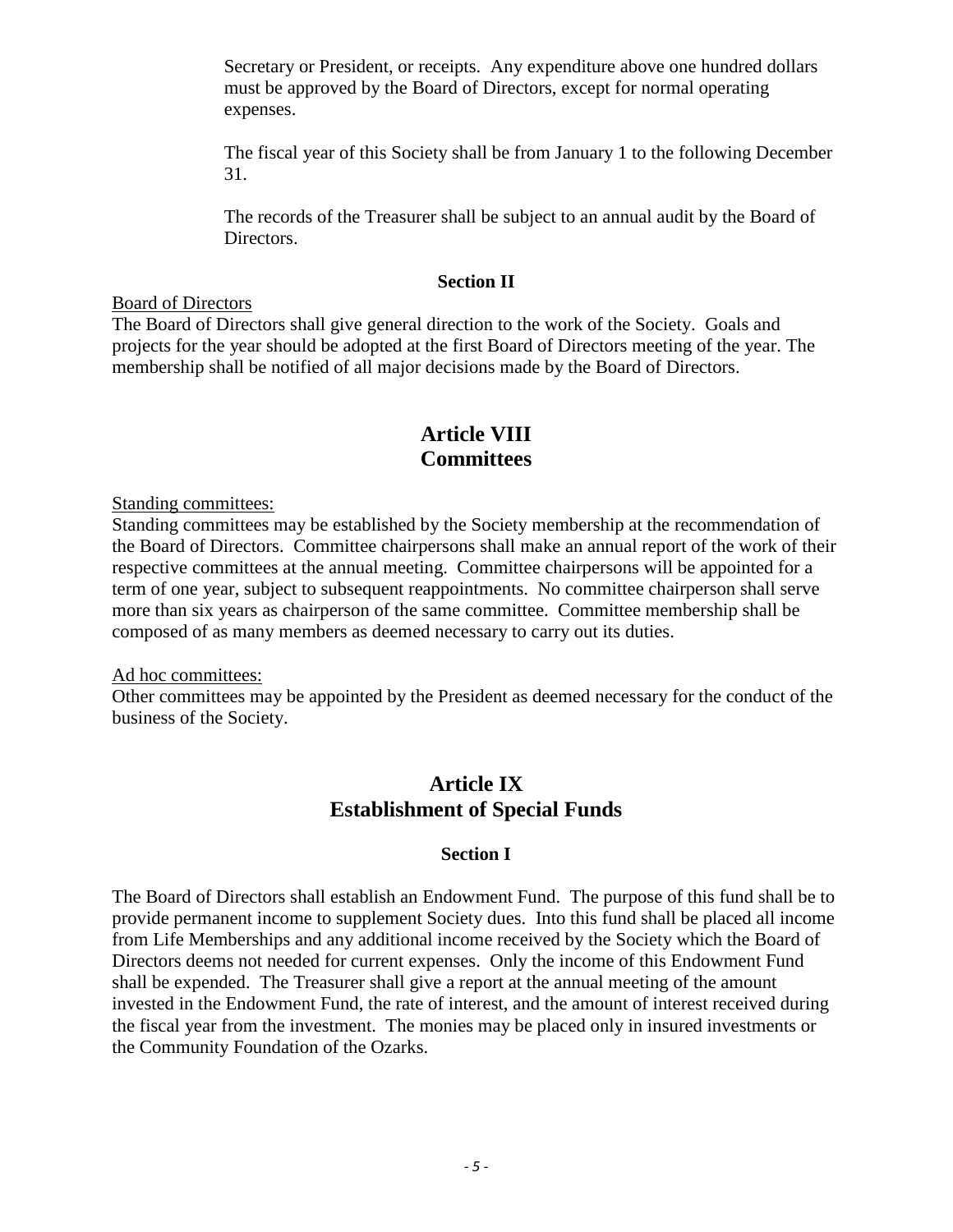Secretary or President, or receipts. Any expenditure above one hundred dollars must be approved by the Board of Directors, except for normal operating expenses.

The fiscal year of this Society shall be from January 1 to the following December 31.

The records of the Treasurer shall be subject to an annual audit by the Board of Directors.

**Section II**

Board of Directors

The Board of Directors shall give general direction to the work of the Society. Goals and projects for the year should be adopted at the first Board of Directors meeting of the year. The membership shall be notified of all major decisions made by the Board of Directors.

## Article VIII
## Committees

Standing committees:

Standing committees may be established by the Society membership at the recommendation of the Board of Directors. Committee chairpersons shall make an annual report of the work of their respective committees at the annual meeting. Committee chairpersons will be appointed for a term of one year, subject to subsequent reappointments. No committee chairperson shall serve more than six years as chairperson of the same committee. Committee membership shall be composed of as many members as deemed necessary to carry out its duties.

Ad hoc committees:

Other committees may be appointed by the President as deemed necessary for the conduct of the business of the Society.

## Article IX
## Establishment of Special Funds

**Section I**

The Board of Directors shall establish an Endowment Fund. The purpose of this fund shall be to provide permanent income to supplement Society dues. Into this fund shall be placed all income from Life Memberships and any additional income received by the Society which the Board of Directors deems not needed for current expenses. Only the income of this Endowment Fund shall be expended. The Treasurer shall give a report at the annual meeting of the amount invested in the Endowment Fund, the rate of interest, and the amount of interest received during the fiscal year from the investment. The monies may be placed only in insured investments or the Community Foundation of the Ozarks.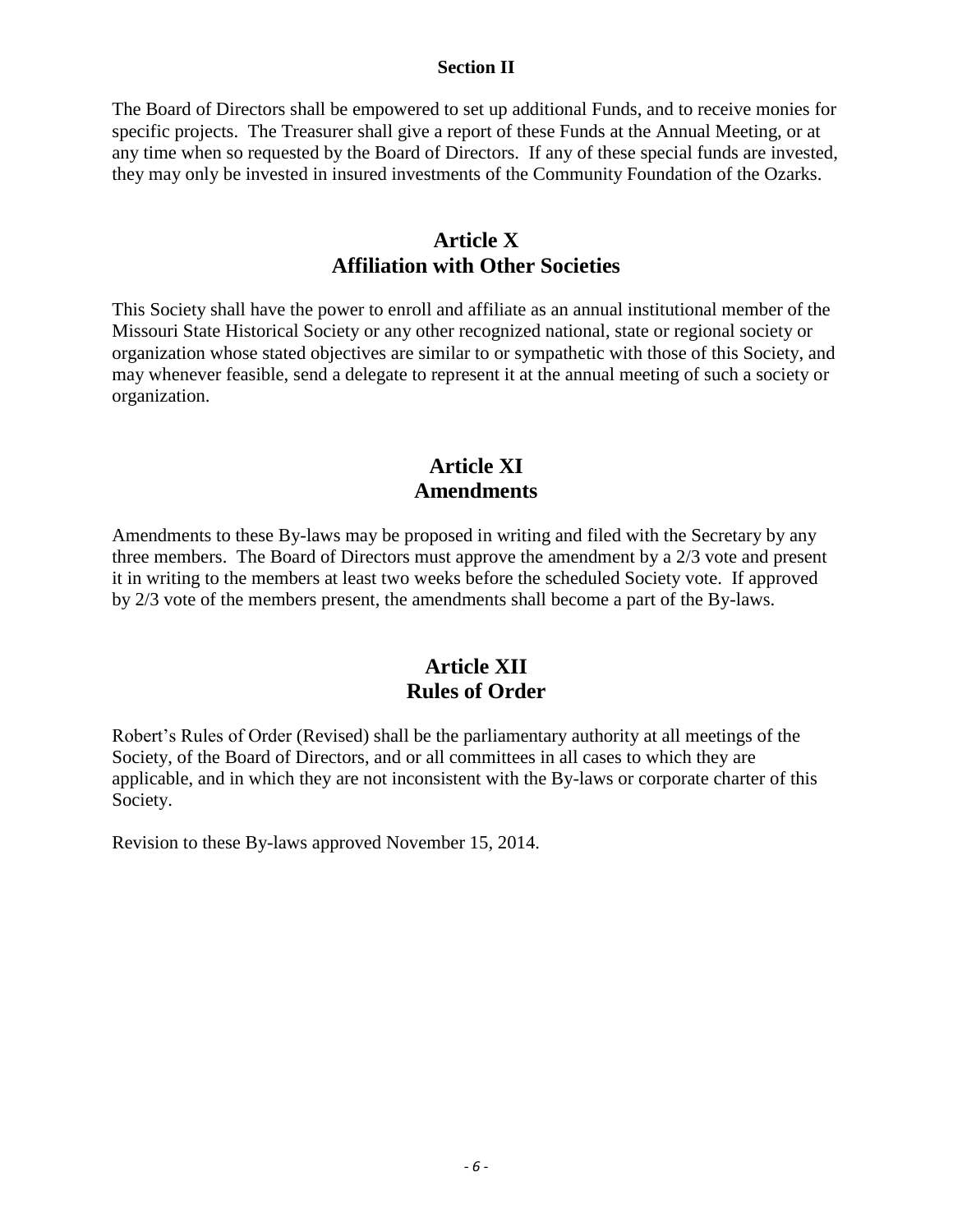### Section II

The Board of Directors shall be empowered to set up additional Funds, and to receive monies for specific projects. The Treasurer shall give a report of these Funds at the Annual Meeting, or at any time when so requested by the Board of Directors. If any of these special funds are invested, they may only be invested in insured investments of the Community Foundation of the Ozarks.

## Article X
## Affiliation with Other Societies

This Society shall have the power to enroll and affiliate as an annual institutional member of the Missouri State Historical Society or any other recognized national, state or regional society or organization whose stated objectives are similar to or sympathetic with those of this Society, and may whenever feasible, send a delegate to represent it at the annual meeting of such a society or organization.

## Article XI
## Amendments

Amendments to these By-laws may be proposed in writing and filed with the Secretary by any three members. The Board of Directors must approve the amendment by a 2/3 vote and present it in writing to the members at least two weeks before the scheduled Society vote. If approved by 2/3 vote of the members present, the amendments shall become a part of the By-laws.

## Article XII
## Rules of Order

Robert's Rules of Order (Revised) shall be the parliamentary authority at all meetings of the Society, of the Board of Directors, and or all committees in all cases to which they are applicable, and in which they are not inconsistent with the By-laws or corporate charter of this Society.

Revision to these By-laws approved November 15, 2014.